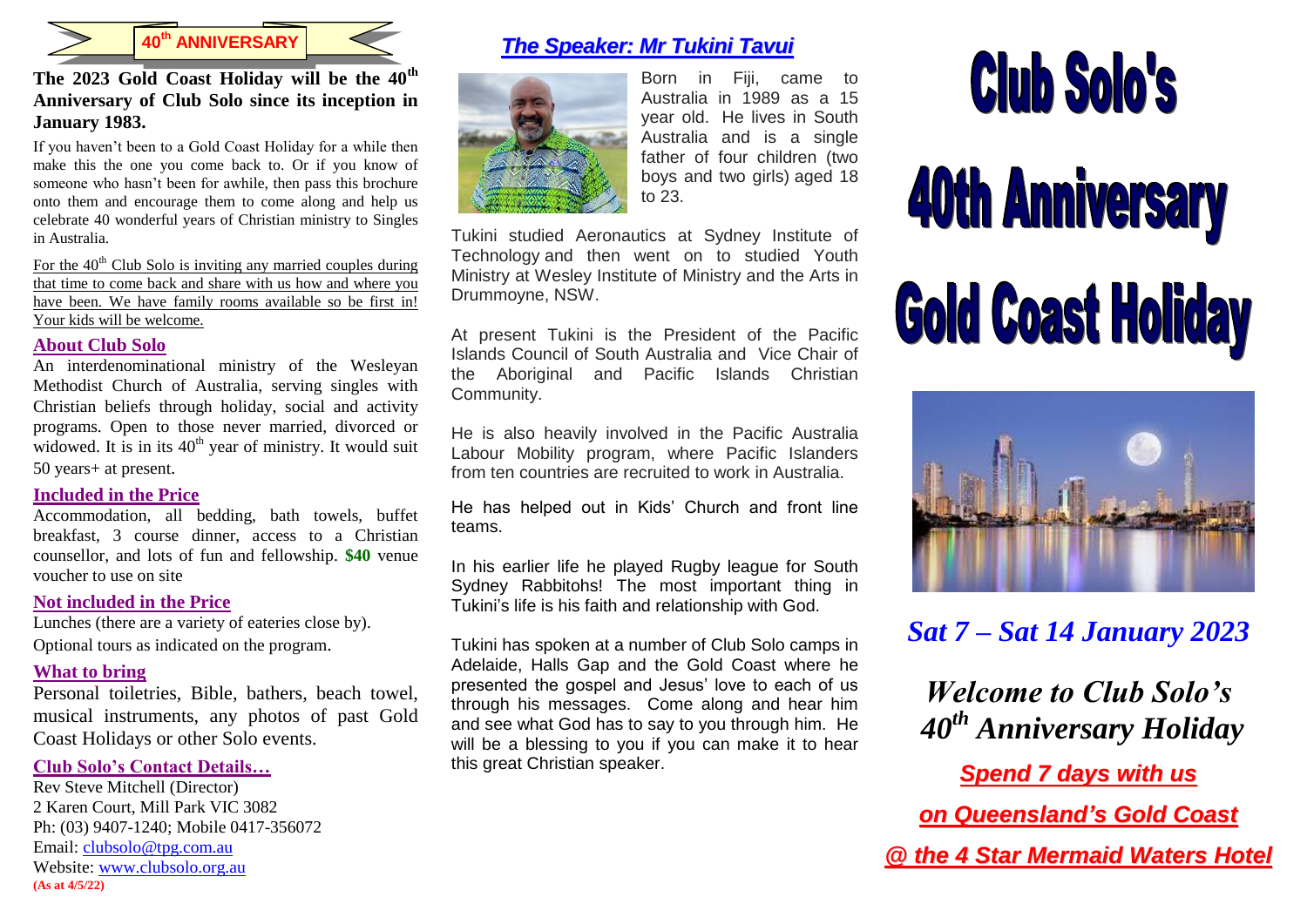**40th ANNIVERSARY**

**The 2023 Gold Coast Holiday will be the 40th Anniversary of Club Solo since its inception in January 1983.**

If you haven't been to a Gold Coast Holiday for a while then make this the one you come back to. Or if you know of someone who hasn't been for awhile, then pass this brochure onto them and encourage them to come along and help us celebrate 40 wonderful years of Christian ministry to Singles in Australia.

For the 40th Club Solo is inviting any married couples during that time to come back and share with us how and where you have been. We have family rooms available so be first in! Your kids will be welcome.

## About Club Solo

An interdenominational ministry of the Wesleyan Methodist Church of Australia, serving singles with Christian beliefs through holiday, social and activity programs. Open to those never married, divorced or widowed. It is in its 40th year of ministry. It would suit 50 years+ at present.

## Included in the Price

Accommodation, all bedding, bath towels, buffet breakfast, 3 course dinner, access to a Christian counsellor, and lots of fun and fellowship. **$40** venue voucher to use on site

## Not included in the Price

Lunches (there are a variety of eateries close by).
Optional tours as indicated on the program.

## What to bring

Personal toiletries, Bible, bathers, beach towel, musical instruments, any photos of past Gold Coast Holidays or other Solo events.

## Club Solo's Contact Details…

Rev Steve Mitchell (Director)
2 Karen Court, Mill Park VIC 3082
Ph: (03) 9407-1240; Mobile 0417-356072
Email: clubsolo@tpg.com.au
Website: www.clubsolo.org.au
**(As at 4/5/22)**

## *The Speaker: Mr Tukini Tavui*

Born in Fiji, came to Australia in 1989 as a 15 year old. He lives in South Australia and is a single father of four children (two boys and two girls) aged 18 to 23.

Tukini studied Aeronautics at Sydney Institute of Technology and then went on to studied Youth Ministry at Wesley Institute of Ministry and the Arts in Drummoyne, NSW.

At present Tukini is the President of the Pacific Islands Council of South Australia and Vice Chair of the Aboriginal and Pacific Islands Christian Community.

He is also heavily involved in the Pacific Australia Labour Mobility program, where Pacific Islanders from ten countries are recruited to work in Australia.

He has helped out in Kids' Church and front line teams.

In his earlier life he played Rugby league for South Sydney Rabbitohs! The most important thing in Tukini's life is his faith and relationship with God.

Tukini has spoken at a number of Club Solo camps in Adelaide, Halls Gap and the Gold Coast where he presented the gospel and Jesus' love to each of us through his messages. Come along and hear him and see what God has to say to you through him. He will be a blessing to you if you can make it to hear this great Christian speaker.

# Club Solo's 40th Anniversary Gold Coast Holiday

*Sat 7 – Sat 14 January 2023*

*Welcome to Club Solo's 40th Anniversary Holiday*

***Spend 7 days with us***

***on Queensland's Gold Coast***

***@ the 4 Star Mermaid Waters Hotel***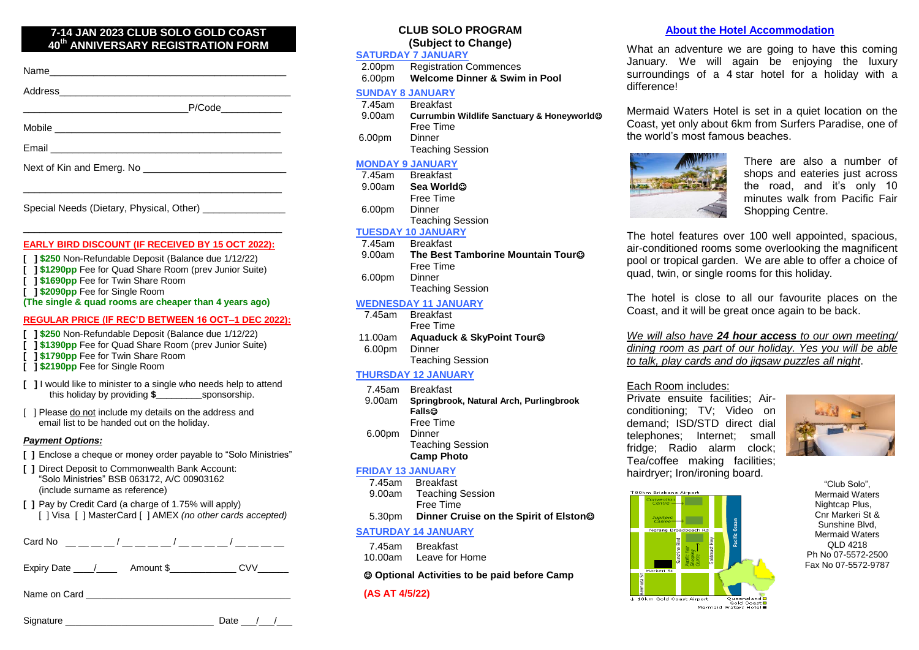# 7-14 JAN 2023 CLUB SOLO GOLD COAST 40th ANNIVERSARY REGISTRATION FORM

Name____________________________________________

Address_________________________________________

______________________________P/Code___________

Mobile _________________________________________

Email __________________________________________

Next of Kin and Emerg. No ___________________________

_______________________________________________

Special Needs (Dietary, Physical, Other) _______________

_______________________________________________

**EARLY BIRD DISCOUNT (IF RECEIVED BY 15 OCT 2022):**

- [ ] **$250** Non-Refundable Deposit (Balance due 1/12/22)
- [ ] **$1290pp** Fee for Quad Share Room (prev Junior Suite)
- [ ] **$1690pp** Fee for Twin Share Room
- [ ] **$2090pp** Fee for Single Room

**(The single & quad rooms are cheaper than 4 years ago)**

**REGULAR PRICE (IF REC'D BETWEEN 16 OCT–1 DEC 2022):**

- [ ] **$250** Non-Refundable Deposit (Balance due 1/12/22)
- [ ] **$1390pp** Fee for Quad Share Room (prev Junior Suite)
- [ ] **$1790pp** Fee for Twin Share Room
- [ ] **$2190pp** Fee for Single Room

[ ] I would like to minister to a single who needs help to attend this holiday by providing **$**_________sponsorship.

[ ] Please do not include my details on the address and email list to be handed out on the holiday.

***Payment Options:***

[ ] Enclose a cheque or money order payable to "Solo Ministries"

[ ] Direct Deposit to Commonwealth Bank Account: "Solo Ministries" BSB 063172, A/C 00903162 (include surname as reference)

[ ] Pay by Credit Card (a charge of 1.75% will apply)
[ ] Visa [ ] MasterCard [ ] AMEX *(no other cards accepted)*

Card No __ __ __ __ / __ __ __ __ / __ __ __ __ / __ __ __ __

Expiry Date ____/____ Amount $_____________ CVV______

Name on Card ___________________________________

Signature ____________________________ Date ___/___/___

# CLUB SOLO PROGRAM
**(Subject to Change)**

**SATURDAY 7 JANUARY**

2.00pm Registration Commences
6.00pm **Welcome Dinner & Swim in Pool**

**SUNDAY 8 JANUARY**

7.45am Breakfast
9.00am **Currumbin Wildlife Sanctuary & Honeyworld☺**
Free Time
6.00pm Dinner
Teaching Session

**MONDAY 9 JANUARY**

7.45am Breakfast
9.00am **Sea World☺**
Free Time
6.00pm Dinner
Teaching Session

**TUESDAY 10 JANUARY**

7.45am Breakfast
9.00am **The Best Tamborine Mountain Tour☺**
Free Time
6.00pm Dinner
Teaching Session

**WEDNESDAY 11 JANUARY**

7.45am Breakfast
Free Time
11.00am **Aquaduck & SkyPoint Tour☺**
6.00pm Dinner
Teaching Session

**THURSDAY 12 JANUARY**

7.45am Breakfast
9.00am **Springbrook, Natural Arch, Purlingbrook Falls☺**
Free Time
6.00pm Dinner
Teaching Session
**Camp Photo**

**FRIDAY 13 JANUARY**

7.45am Breakfast
9.00am Teaching Session
Free Time
5.30pm **Dinner Cruise on the Spirit of Elston☺**

**SATURDAY 14 JANUARY**

7.45am Breakfast
10.00am Leave for Home

**☺ Optional Activities to be paid before Camp**

**(AS AT 4/5/22)**

## About the Hotel Accommodation

What an adventure we are going to have this coming January. We will again be enjoying the luxury surroundings of a 4 star hotel for a holiday with a difference!

Mermaid Waters Hotel is set in a quiet location on the Coast, yet only about 6km from Surfers Paradise, one of the world's most famous beaches.

There are also a number of shops and eateries just across the road, and it's only 10 minutes walk from Pacific Fair Shopping Centre.

The hotel features over 100 well appointed, spacious, air-conditioned rooms some overlooking the magnificent pool or tropical garden. We are able to offer a choice of quad, twin, or single rooms for this holiday.

The hotel is close to all our favourite places on the Coast, and it will be great once again to be back.

*We will also have **24 hour access** to our own meeting/ dining room as part of our holiday. Yes you will be able to talk, play cards and do jigsaw puzzles all night.*

Each Room includes:

Private ensuite facilities; Air-conditioning; TV; Video on demand; ISD/STD direct dial telephones; Internet; small fridge; Radio alarm clock; Tea/coffee making facilities; hairdryer; Iron/ironing board.

↑ 80km Brisbane Airport
Convention Centre
Jupiters Casino
Nerang Broadbeach Rd
Sunshine Blvd
Pacific Fair Shopping Centre
Goldcoast Hwy
Pacific Ocean
Markeri St
Bermuda St
↓ 18km Gold Coast Airport
Queensland
Gold Coast
Mermaid Waters Hotel

"Club Solo",
Mermaid Waters
Nightcap Plus,
Cnr Markeri St &
Sunshine Blvd,
Mermaid Waters
QLD 4218
Ph No 07-5572-2500
Fax No 07-5572-9787